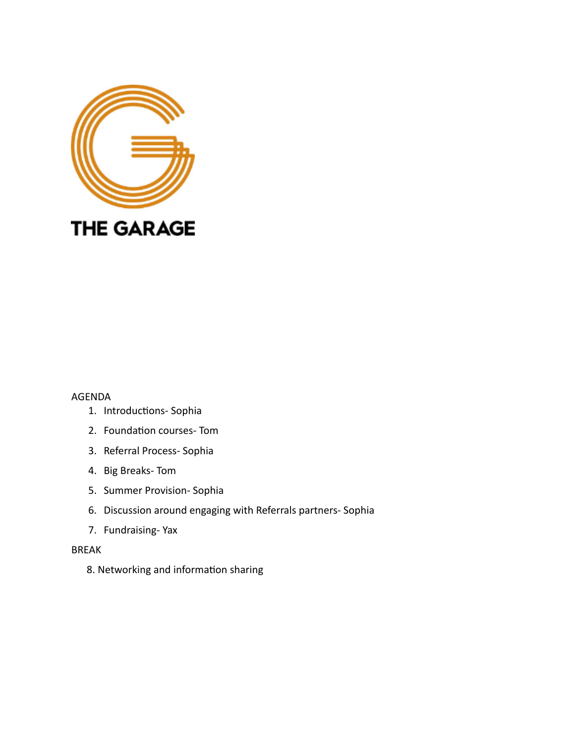THE GARAGE

AGENDA

1. Introductions- Sophia
2. Foundation courses- Tom
3. Referral Process- Sophia
4. Big Breaks- Tom
5. Summer Provision- Sophia
6. Discussion around engaging with Referrals partners- Sophia
7. Fundraising- Yax

BREAK

8. Networking and information sharing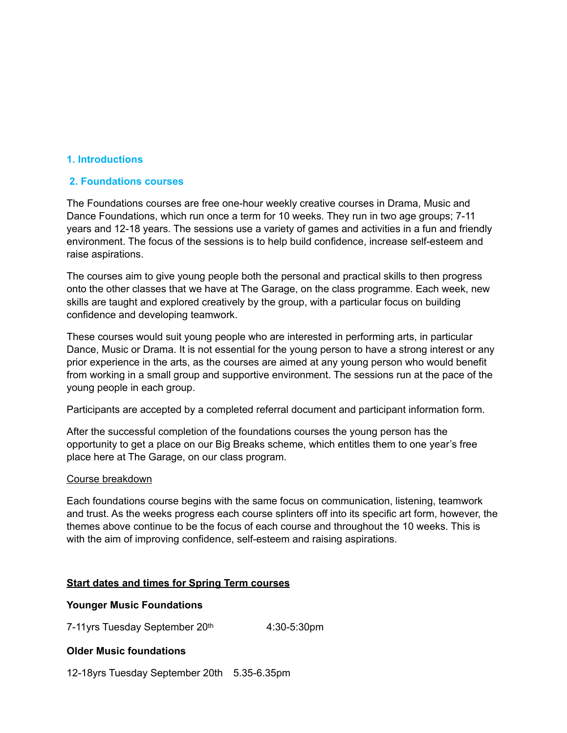## 1. Introductions

## 2. Foundations courses

The Foundations courses are free one-hour weekly creative courses in Drama, Music and Dance Foundations, which run once a term for 10 weeks. They run in two age groups; 7-11 years and 12-18 years. The sessions use a variety of games and activities in a fun and friendly environment. The focus of the sessions is to help build confidence, increase self-esteem and raise aspirations.

The courses aim to give young people both the personal and practical skills to then progress onto the other classes that we have at The Garage, on the class programme. Each week, new skills are taught and explored creatively by the group, with a particular focus on building confidence and developing teamwork.

These courses would suit young people who are interested in performing arts, in particular Dance, Music or Drama. It is not essential for the young person to have a strong interest or any prior experience in the arts, as the courses are aimed at any young person who would benefit from working in a small group and supportive environment. The sessions run at the pace of the young people in each group.

Participants are accepted by a completed referral document and participant information form.

After the successful completion of the foundations courses the young person has the opportunity to get a place on our Big Breaks scheme, which entitles them to one year's free place here at The Garage, on our class program.

Course breakdown

Each foundations course begins with the same focus on communication, listening, teamwork and trust. As the weeks progress each course splinters off into its specific art form, however, the themes above continue to be the focus of each course and throughout the 10 weeks. This is with the aim of improving confidence, self-esteem and raising aspirations.

**Start dates and times for Spring Term courses**

**Younger Music Foundations**

7-11yrs Tuesday September 20th 4:30-5:30pm

**Older Music foundations**

12-18yrs Tuesday September 20th 5.35-6.35pm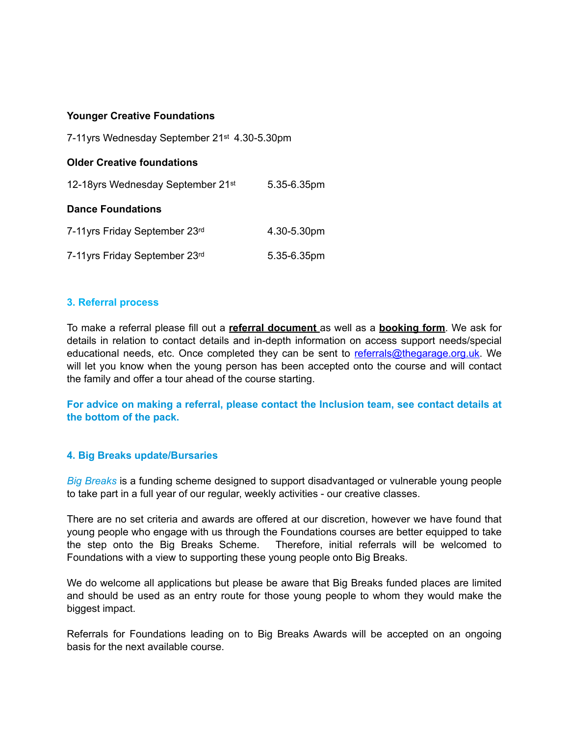**Younger Creative Foundations**

7-11yrs Wednesday September 21st 4.30-5.30pm

**Older Creative foundations**

12-18yrs Wednesday September 21st 5.35-6.35pm

**Dance Foundations**

7-11yrs Friday September 23rd 4.30-5.30pm

7-11yrs Friday September 23rd 5.35-6.35pm

## 3. Referral process

To make a referral please fill out a **referral document** as well as a **booking form**. We ask for details in relation to contact details and in-depth information on access support needs/special educational needs, etc. Once completed they can be sent to referrals@thegarage.org.uk. We will let you know when the young person has been accepted onto the course and will contact the family and offer a tour ahead of the course starting.

**For advice on making a referral, please contact the Inclusion team, see contact details at the bottom of the pack.**

## 4. Big Breaks update/Bursaries

*Big Breaks* is a funding scheme designed to support disadvantaged or vulnerable young people to take part in a full year of our regular, weekly activities - our creative classes.

There are no set criteria and awards are offered at our discretion, however we have found that young people who engage with us through the Foundations courses are better equipped to take the step onto the Big Breaks Scheme. Therefore, initial referrals will be welcomed to Foundations with a view to supporting these young people onto Big Breaks.

We do welcome all applications but please be aware that Big Breaks funded places are limited and should be used as an entry route for those young people to whom they would make the biggest impact.

Referrals for Foundations leading on to Big Breaks Awards will be accepted on an ongoing basis for the next available course.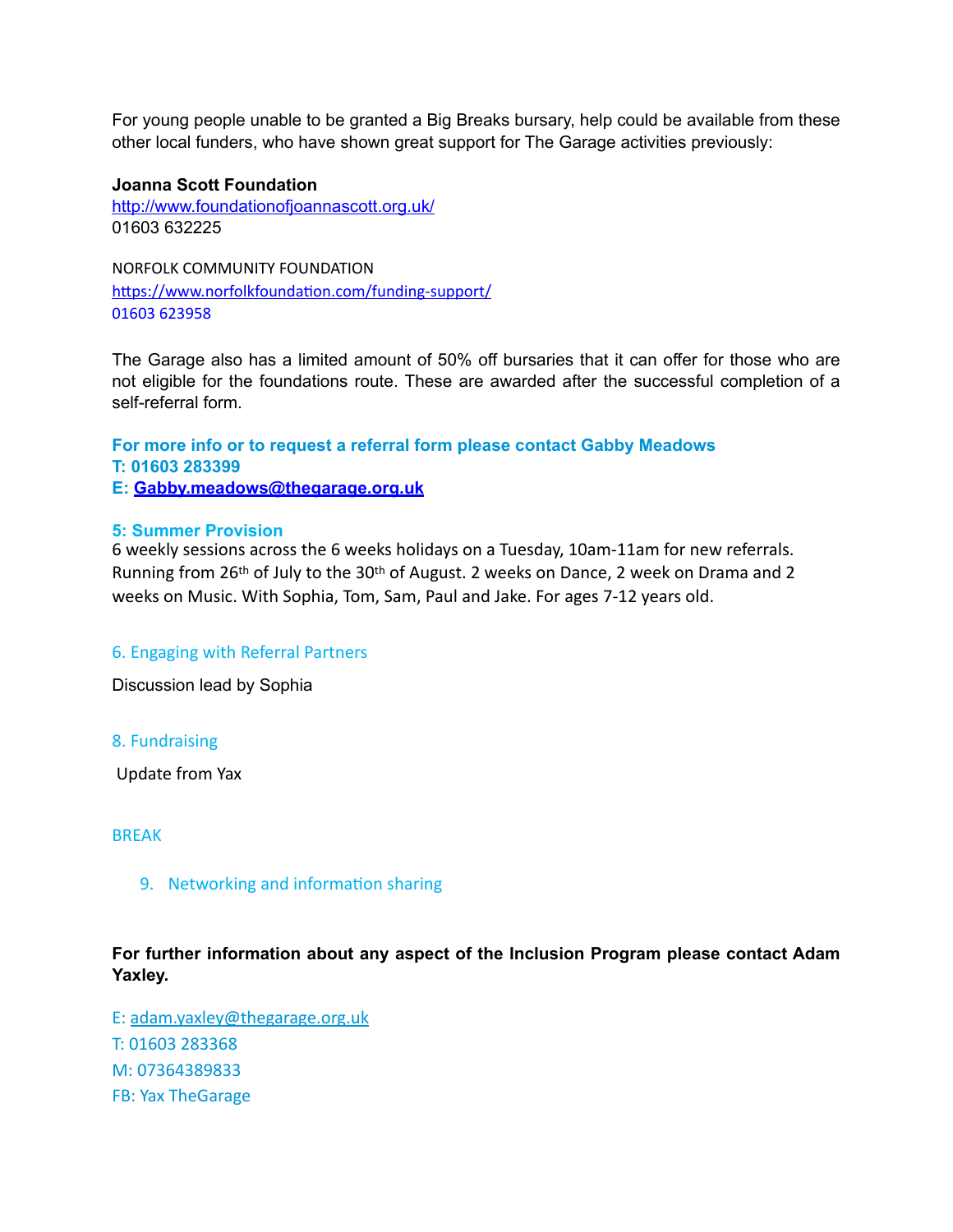For young people unable to be granted a Big Breaks bursary, help could be available from these other local funders, who have shown great support for The Garage activities previously:

**Joanna Scott Foundation**
http://www.foundationofjoannascott.org.uk/
01603 632225

NORFOLK COMMUNITY FOUNDATION
https://www.norfolkfoundation.com/funding-support/
01603 623958

The Garage also has a limited amount of 50% off bursaries that it can offer for those who are not eligible for the foundations route. These are awarded after the successful completion of a self-referral form.

**For more info or to request a referral form please contact Gabby Meadows**
**T: 01603 283399**
**E: Gabby.meadows@thegarage.org.uk**

### 5: Summer Provision

6 weekly sessions across the 6 weeks holidays on a Tuesday, 10am-11am for new referrals. Running from 26th of July to the 30th of August. 2 weeks on Dance, 2 week on Drama and 2 weeks on Music. With Sophia, Tom, Sam, Paul and Jake. For ages 7-12 years old.

### 6. Engaging with Referral Partners

Discussion lead by Sophia

### 8. Fundraising

Update from Yax

### BREAK

### 9. Networking and information sharing

**For further information about any aspect of the Inclusion Program please contact Adam Yaxley.**

E: adam.yaxley@thegarage.org.uk
T: 01603 283368
M: 07364389833
FB: Yax TheGarage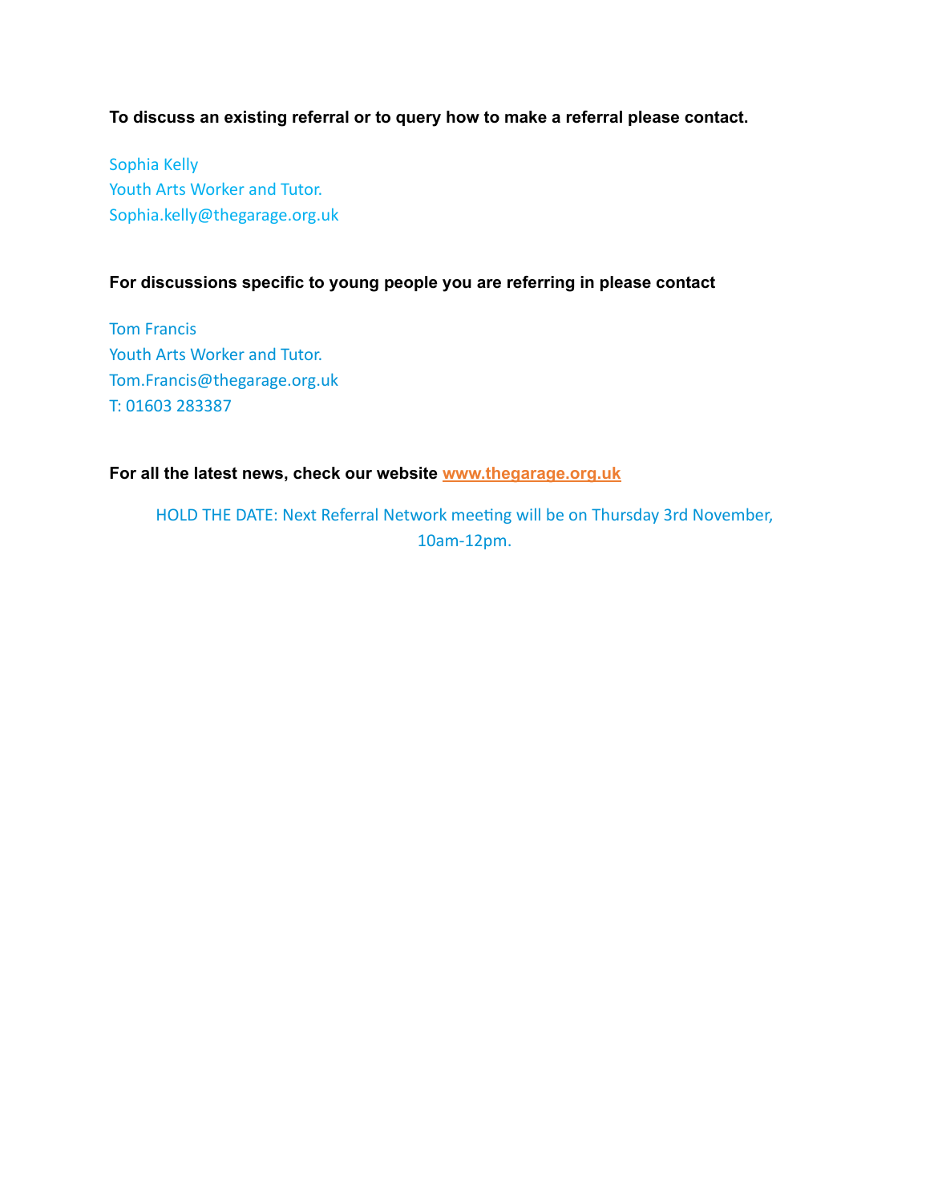**To discuss an existing referral or to query how to make a referral please contact.**

Sophia Kelly
Youth Arts Worker and Tutor.
Sophia.kelly@thegarage.org.uk

**For discussions specific to young people you are referring in please contact**

Tom Francis
Youth Arts Worker and Tutor.
Tom.Francis@thegarage.org.uk
T: 01603 283387

**For all the latest news, check our website [www.thegarage.org.uk](http://www.thegarage.org.uk)**

HOLD THE DATE: Next Referral Network meeting will be on Thursday 3rd November, 10am-12pm.